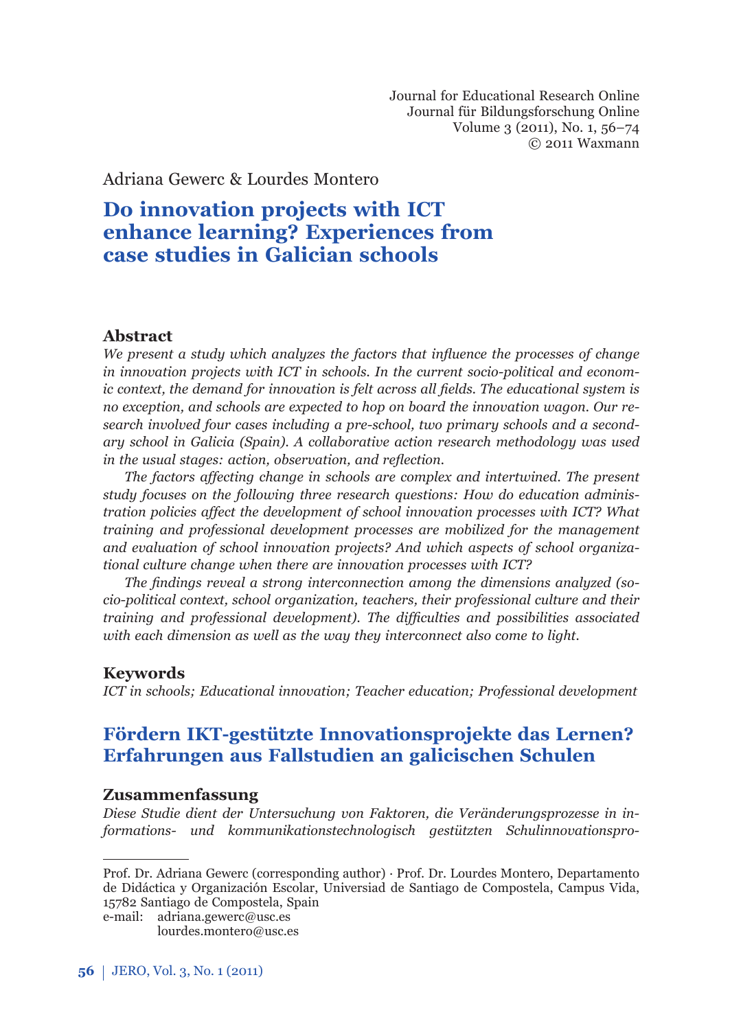Adriana Gewerc & Lourdes Montero

# Do innovation projects with ICT enhance learning? Experiences from case studies in Galician schools

## Abstract

*We present a study which analyzes the factors that influence the processes of change in innovation projects with ICT in schools. In the current socio-political and economic context, the demand for innovation is felt across all fields. The educational system is no exception, and schools are expected to hop on board the innovation wagon. Our research involved four cases including a pre-school, two primary schools and a secondary school in Galicia (Spain). A collaborative action research methodology was used in the usual stages: action, observation, and reflection.*

*The factors affecting change in schools are complex and intertwined. The present study focuses on the following three research questions: How do education administration policies affect the development of school innovation processes with ICT? What training and professional development processes are mobilized for the management and evaluation of school innovation projects? And which aspects of school organizational culture change when there are innovation processes with ICT?*

*The findings reveal a strong interconnection among the dimensions analyzed (socio-political context, school organization, teachers, their professional culture and their training and professional development). The difficulties and possibilities associated with each dimension as well as the way they interconnect also come to light.*

## Keywords

*ICT in schools; Educational innovation; Teacher education; Professional development*

# Fördern IKT-gestützte Innovationsprojekte das Lernen? Erfahrungen aus Fallstudien an galicischen Schulen

## Zusammenfassung

*Diese Studie dient der Untersuchung von Faktoren, die Veränderungsprozesse in informations- und kommunikationstechnologisch gestützten Schulinnovationspro-*

---

Prof. Dr. Adriana Gewerc (corresponding author) · Prof. Dr. Lourdes Montero, Departamento de Didáctica y Organización Escolar, Universiad de Santiago de Compostela, Campus Vida, 15782 Santiago de Compostela, Spain
e-mail: adriana.gewerc@usc.es
lourdes.montero@usc.es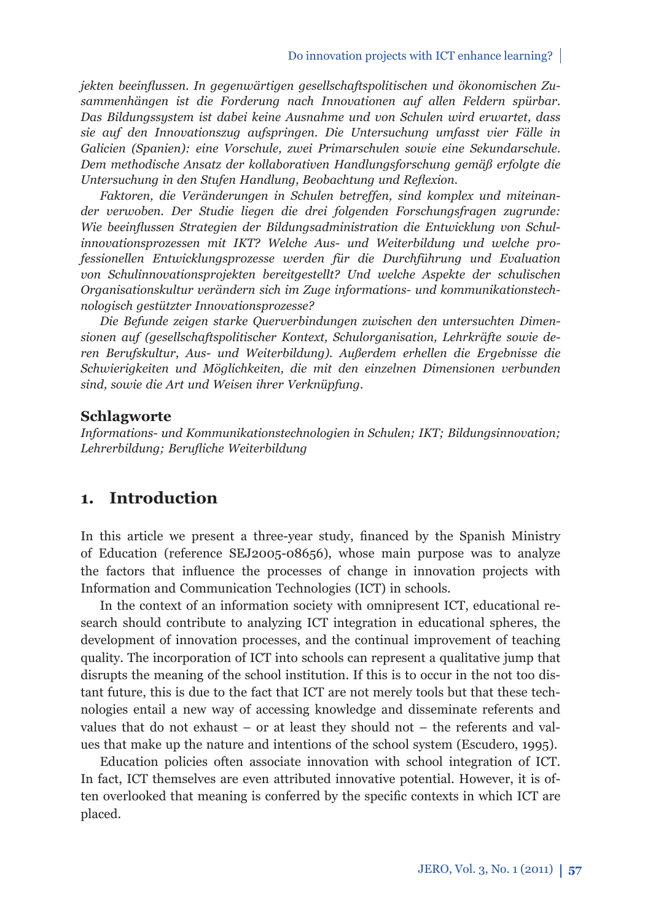*jekten beeinflussen. In gegenwärtigen gesellschaftspolitischen und ökonomischen Zusammenhängen ist die Forderung nach Innovationen auf allen Feldern spürbar. Das Bildungssystem ist dabei keine Ausnahme und von Schulen wird erwartet, dass sie auf den Innovationszug aufspringen. Die Untersuchung umfasst vier Fälle in Galicien (Spanien): eine Vorschule, zwei Primarschulen sowie eine Sekundarschule. Dem methodische Ansatz der kollaborativen Handlungsforschung gemäß erfolgte die Untersuchung in den Stufen Handlung, Beobachtung und Reflexion.*

*Faktoren, die Veränderungen in Schulen betreffen, sind komplex und miteinander verwoben. Der Studie liegen die drei folgenden Forschungsfragen zugrunde: Wie beeinflussen Strategien der Bildungsadministration die Entwicklung von Schulinnovationsprozessen mit IKT? Welche Aus- und Weiterbildung und welche professionellen Entwicklungsprozesse werden für die Durchführung und Evaluation von Schulinnovationsprojekten bereitgestellt? Und welche Aspekte der schulischen Organisationskultur verändern sich im Zuge informations- und kommunikationstechnologisch gestützter Innovationsprozesse?*

*Die Befunde zeigen starke Querverbindungen zwischen den untersuchten Dimensionen auf (gesellschaftspolitischer Kontext, Schulorganisation, Lehrkräfte sowie deren Berufskultur, Aus- und Weiterbildung). Außerdem erhellen die Ergebnisse die Schwierigkeiten und Möglichkeiten, die mit den einzelnen Dimensionen verbunden sind, sowie die Art und Weisen ihrer Verknüpfung.*

### Schlagworte

*Informations- und Kommunikationstechnologien in Schulen; IKT; Bildungsinnovation; Lehrerbildung; Berufliche Weiterbildung*

## 1. Introduction

In this article we present a three-year study, financed by the Spanish Ministry of Education (reference SEJ2005-08656), whose main purpose was to analyze the factors that influence the processes of change in innovation projects with Information and Communication Technologies (ICT) in schools.

In the context of an information society with omnipresent ICT, educational research should contribute to analyzing ICT integration in educational spheres, the development of innovation processes, and the continual improvement of teaching quality. The incorporation of ICT into schools can represent a qualitative jump that disrupts the meaning of the school institution. If this is to occur in the not too distant future, this is due to the fact that ICT are not merely tools but that these technologies entail a new way of accessing knowledge and disseminate referents and values that do not exhaust – or at least they should not – the referents and values that make up the nature and intentions of the school system (Escudero, 1995).

Education policies often associate innovation with school integration of ICT. In fact, ICT themselves are even attributed innovative potential. However, it is often overlooked that meaning is conferred by the specific contexts in which ICT are placed.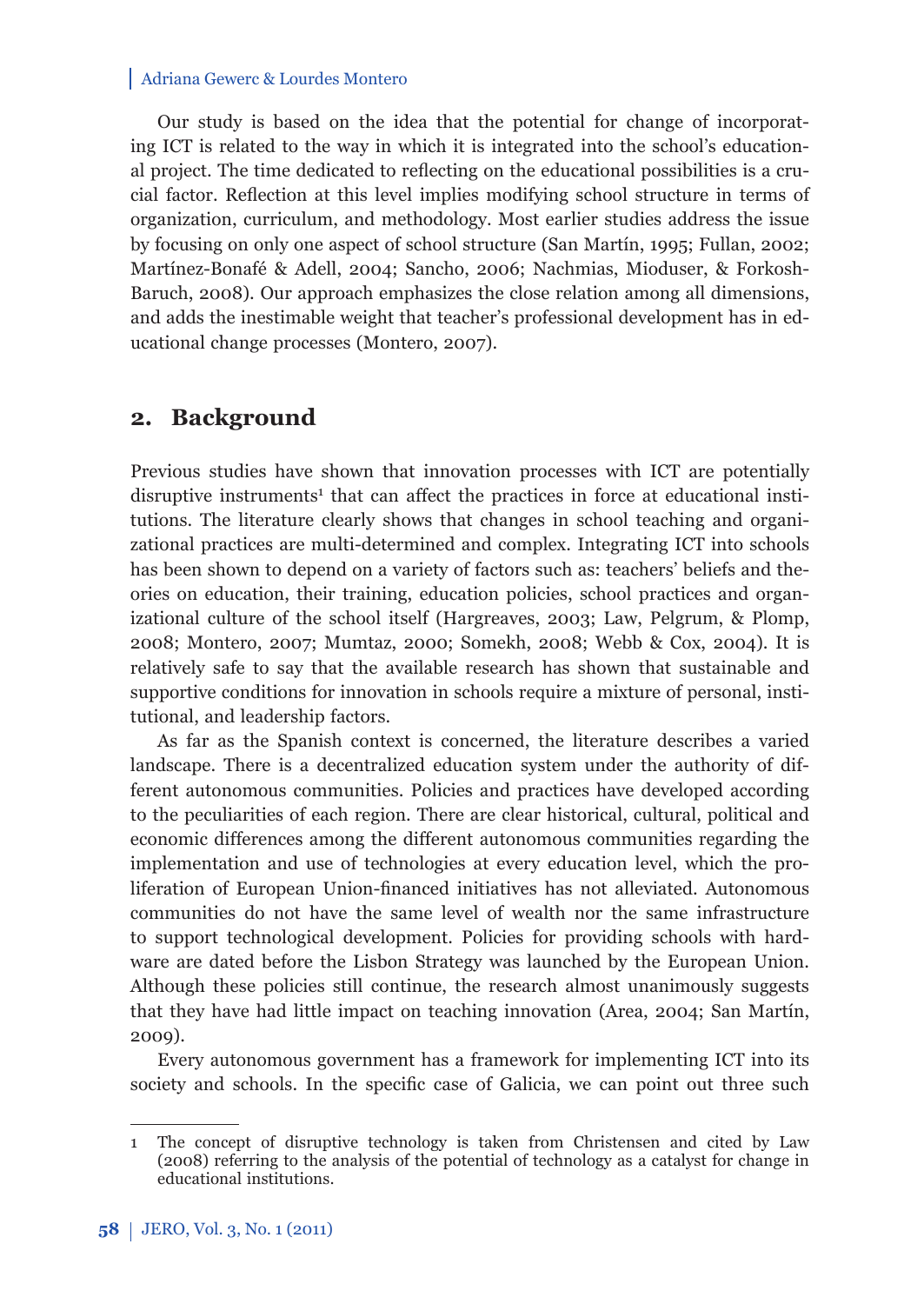Our study is based on the idea that the potential for change of incorporating ICT is related to the way in which it is integrated into the school's educational project. The time dedicated to reflecting on the educational possibilities is a crucial factor. Reflection at this level implies modifying school structure in terms of organization, curriculum, and methodology. Most earlier studies address the issue by focusing on only one aspect of school structure (San Martín, 1995; Fullan, 2002; Martínez-Bonafé & Adell, 2004; Sancho, 2006; Nachmias, Mioduser, & Forkosh-Baruch, 2008). Our approach emphasizes the close relation among all dimensions, and adds the inestimable weight that teacher's professional development has in educational change processes (Montero, 2007).

## 2. Background

Previous studies have shown that innovation processes with ICT are potentially disruptive instruments[1] that can affect the practices in force at educational institutions. The literature clearly shows that changes in school teaching and organizational practices are multi-determined and complex. Integrating ICT into schools has been shown to depend on a variety of factors such as: teachers' beliefs and theories on education, their training, education policies, school practices and organizational culture of the school itself (Hargreaves, 2003; Law, Pelgrum, & Plomp, 2008; Montero, 2007; Mumtaz, 2000; Somekh, 2008; Webb & Cox, 2004). It is relatively safe to say that the available research has shown that sustainable and supportive conditions for innovation in schools require a mixture of personal, institutional, and leadership factors.

As far as the Spanish context is concerned, the literature describes a varied landscape. There is a decentralized education system under the authority of different autonomous communities. Policies and practices have developed according to the peculiarities of each region. There are clear historical, cultural, political and economic differences among the different autonomous communities regarding the implementation and use of technologies at every education level, which the proliferation of European Union-financed initiatives has not alleviated. Autonomous communities do not have the same level of wealth nor the same infrastructure to support technological development. Policies for providing schools with hardware are dated before the Lisbon Strategy was launched by the European Union. Although these policies still continue, the research almost unanimously suggests that they have had little impact on teaching innovation (Area, 2004; San Martín, 2009).

Every autonomous government has a framework for implementing ICT into its society and schools. In the specific case of Galicia, we can point out three such

---

[1] The concept of disruptive technology is taken from Christensen and cited by Law (2008) referring to the analysis of the potential of technology as a catalyst for change in educational institutions.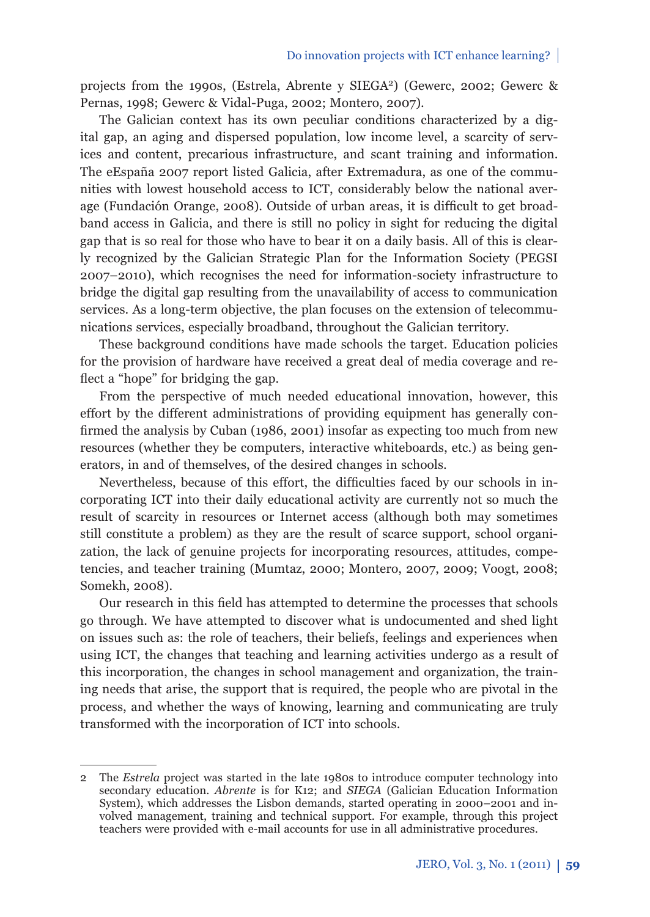projects from the 1990s, (Estrela, Abrente y SIEGA[2]) (Gewerc, 2002; Gewerc & Pernas, 1998; Gewerc & Vidal-Puga, 2002; Montero, 2007).

The Galician context has its own peculiar conditions characterized by a digital gap, an aging and dispersed population, low income level, a scarcity of services and content, precarious infrastructure, and scant training and information. The eEspaña 2007 report listed Galicia, after Extremadura, as one of the communities with lowest household access to ICT, considerably below the national average (Fundación Orange, 2008). Outside of urban areas, it is difficult to get broadband access in Galicia, and there is still no policy in sight for reducing the digital gap that is so real for those who have to bear it on a daily basis. All of this is clearly recognized by the Galician Strategic Plan for the Information Society (PEGSI 2007–2010), which recognises the need for information-society infrastructure to bridge the digital gap resulting from the unavailability of access to communication services. As a long-term objective, the plan focuses on the extension of telecommunications services, especially broadband, throughout the Galician territory.

These background conditions have made schools the target. Education policies for the provision of hardware have received a great deal of media coverage and reflect a "hope" for bridging the gap.

From the perspective of much needed educational innovation, however, this effort by the different administrations of providing equipment has generally confirmed the analysis by Cuban (1986, 2001) insofar as expecting too much from new resources (whether they be computers, interactive whiteboards, etc.) as being generators, in and of themselves, of the desired changes in schools.

Nevertheless, because of this effort, the difficulties faced by our schools in incorporating ICT into their daily educational activity are currently not so much the result of scarcity in resources or Internet access (although both may sometimes still constitute a problem) as they are the result of scarce support, school organization, the lack of genuine projects for incorporating resources, attitudes, competencies, and teacher training (Mumtaz, 2000; Montero, 2007, 2009; Voogt, 2008; Somekh, 2008).

Our research in this field has attempted to determine the processes that schools go through. We have attempted to discover what is undocumented and shed light on issues such as: the role of teachers, their beliefs, feelings and experiences when using ICT, the changes that teaching and learning activities undergo as a result of this incorporation, the changes in school management and organization, the training needs that arise, the support that is required, the people who are pivotal in the process, and whether the ways of knowing, learning and communicating are truly transformed with the incorporation of ICT into schools.

---

2 The *Estrela* project was started in the late 1980s to introduce computer technology into secondary education. *Abrente* is for K12; and *SIEGA* (Galician Education Information System), which addresses the Lisbon demands, started operating in 2000–2001 and involved management, training and technical support. For example, through this project teachers were provided with e-mail accounts for use in all administrative procedures.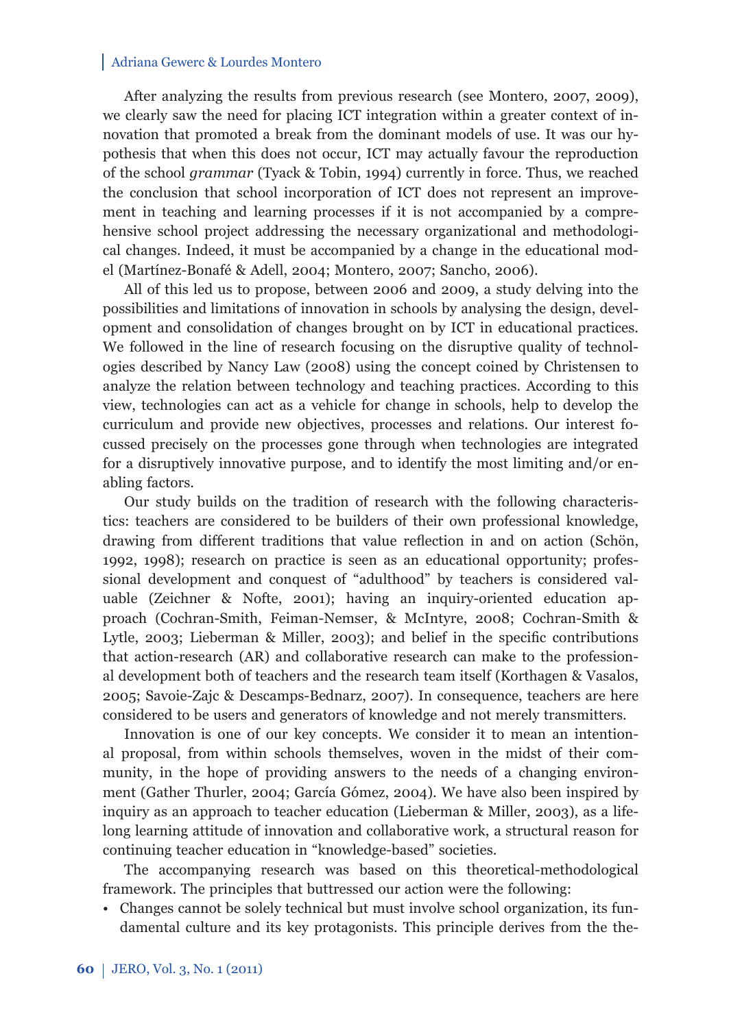After analyzing the results from previous research (see Montero, 2007, 2009), we clearly saw the need for placing ICT integration within a greater context of innovation that promoted a break from the dominant models of use. It was our hypothesis that when this does not occur, ICT may actually favour the reproduction of the school *grammar* (Tyack & Tobin, 1994) currently in force. Thus, we reached the conclusion that school incorporation of ICT does not represent an improvement in teaching and learning processes if it is not accompanied by a comprehensive school project addressing the necessary organizational and methodological changes. Indeed, it must be accompanied by a change in the educational model (Martínez-Bonafé & Adell, 2004; Montero, 2007; Sancho, 2006).

All of this led us to propose, between 2006 and 2009, a study delving into the possibilities and limitations of innovation in schools by analysing the design, development and consolidation of changes brought on by ICT in educational practices. We followed in the line of research focusing on the disruptive quality of technologies described by Nancy Law (2008) using the concept coined by Christensen to analyze the relation between technology and teaching practices. According to this view, technologies can act as a vehicle for change in schools, help to develop the curriculum and provide new objectives, processes and relations. Our interest focussed precisely on the processes gone through when technologies are integrated for a disruptively innovative purpose, and to identify the most limiting and/or enabling factors.

Our study builds on the tradition of research with the following characteristics: teachers are considered to be builders of their own professional knowledge, drawing from different traditions that value reflection in and on action (Schön, 1992, 1998); research on practice is seen as an educational opportunity; professional development and conquest of "adulthood" by teachers is considered valuable (Zeichner & Nofte, 2001); having an inquiry-oriented education approach (Cochran-Smith, Feiman-Nemser, & McIntyre, 2008; Cochran-Smith & Lytle, 2003; Lieberman & Miller, 2003); and belief in the specific contributions that action-research (AR) and collaborative research can make to the professional development both of teachers and the research team itself (Korthagen & Vasalos, 2005; Savoie-Zajc & Descamps-Bednarz, 2007). In consequence, teachers are here considered to be users and generators of knowledge and not merely transmitters.

Innovation is one of our key concepts. We consider it to mean an intentional proposal, from within schools themselves, woven in the midst of their community, in the hope of providing answers to the needs of a changing environment (Gather Thurler, 2004; García Gómez, 2004). We have also been inspired by inquiry as an approach to teacher education (Lieberman & Miller, 2003), as a lifelong learning attitude of innovation and collaborative work, a structural reason for continuing teacher education in "knowledge-based" societies.

The accompanying research was based on this theoretical-methodological framework. The principles that buttressed our action were the following:

- Changes cannot be solely technical but must involve school organization, its fundamental culture and its key protagonists. This principle derives from the the-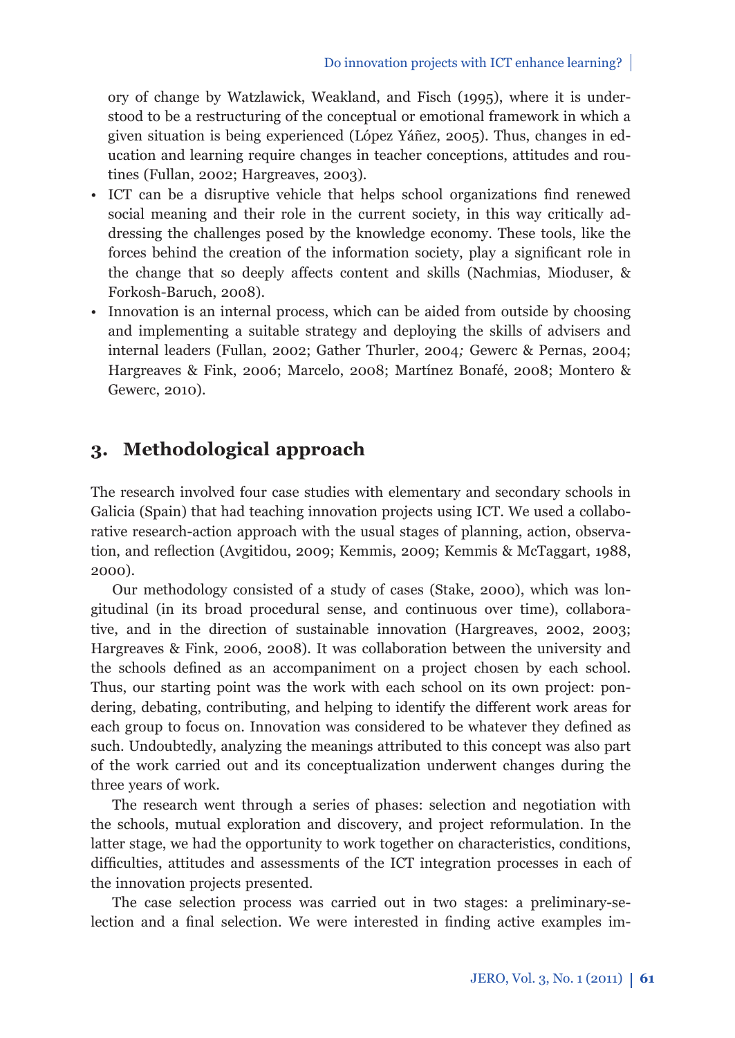ory of change by Watzlawick, Weakland, and Fisch (1995), where it is understood to be a restructuring of the conceptual or emotional framework in which a given situation is being experienced (López Yáñez, 2005). Thus, changes in education and learning require changes in teacher conceptions, attitudes and routines (Fullan, 2002; Hargreaves, 2003).

- ICT can be a disruptive vehicle that helps school organizations find renewed social meaning and their role in the current society, in this way critically addressing the challenges posed by the knowledge economy. These tools, like the forces behind the creation of the information society, play a significant role in the change that so deeply affects content and skills (Nachmias, Mioduser, & Forkosh-Baruch, 2008).
- Innovation is an internal process, which can be aided from outside by choosing and implementing a suitable strategy and deploying the skills of advisers and internal leaders (Fullan, 2002; Gather Thurler, 2004; Gewerc & Pernas, 2004; Hargreaves & Fink, 2006; Marcelo, 2008; Martínez Bonafé, 2008; Montero & Gewerc, 2010).

## 3. Methodological approach

The research involved four case studies with elementary and secondary schools in Galicia (Spain) that had teaching innovation projects using ICT. We used a collaborative research-action approach with the usual stages of planning, action, observation, and reflection (Avgitidou, 2009; Kemmis, 2009; Kemmis & McTaggart, 1988, 2000).

Our methodology consisted of a study of cases (Stake, 2000), which was longitudinal (in its broad procedural sense, and continuous over time), collaborative, and in the direction of sustainable innovation (Hargreaves, 2002, 2003; Hargreaves & Fink, 2006, 2008). It was collaboration between the university and the schools defined as an accompaniment on a project chosen by each school. Thus, our starting point was the work with each school on its own project: pondering, debating, contributing, and helping to identify the different work areas for each group to focus on. Innovation was considered to be whatever they defined as such. Undoubtedly, analyzing the meanings attributed to this concept was also part of the work carried out and its conceptualization underwent changes during the three years of work.

The research went through a series of phases: selection and negotiation with the schools, mutual exploration and discovery, and project reformulation. In the latter stage, we had the opportunity to work together on characteristics, conditions, difficulties, attitudes and assessments of the ICT integration processes in each of the innovation projects presented.

The case selection process was carried out in two stages: a preliminary-selection and a final selection. We were interested in finding active examples im-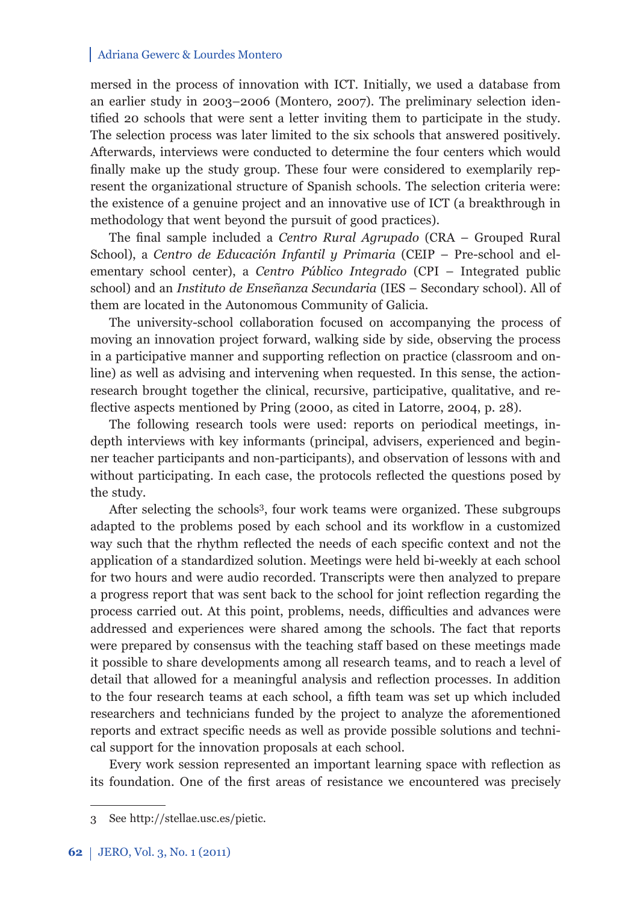mersed in the process of innovation with ICT. Initially, we used a database from an earlier study in 2003–2006 (Montero, 2007). The preliminary selection identified 20 schools that were sent a letter inviting them to participate in the study. The selection process was later limited to the six schools that answered positively. Afterwards, interviews were conducted to determine the four centers which would finally make up the study group. These four were considered to exemplarily represent the organizational structure of Spanish schools. The selection criteria were: the existence of a genuine project and an innovative use of ICT (a breakthrough in methodology that went beyond the pursuit of good practices).

The final sample included a *Centro Rural Agrupado* (CRA – Grouped Rural School), a *Centro de Educación Infantil y Primaria* (CEIP – Pre-school and elementary school center), a *Centro Público Integrado* (CPI – Integrated public school) and an *Instituto de Enseñanza Secundaria* (IES – Secondary school). All of them are located in the Autonomous Community of Galicia.

The university-school collaboration focused on accompanying the process of moving an innovation project forward, walking side by side, observing the process in a participative manner and supporting reflection on practice (classroom and online) as well as advising and intervening when requested. In this sense, the action-research brought together the clinical, recursive, participative, qualitative, and reflective aspects mentioned by Pring (2000, as cited in Latorre, 2004, p. 28).

The following research tools were used: reports on periodical meetings, in-depth interviews with key informants (principal, advisers, experienced and beginner teacher participants and non-participants), and observation of lessons with and without participating. In each case, the protocols reflected the questions posed by the study.

After selecting the schools[3], four work teams were organized. These subgroups adapted to the problems posed by each school and its workflow in a customized way such that the rhythm reflected the needs of each specific context and not the application of a standardized solution. Meetings were held bi-weekly at each school for two hours and were audio recorded. Transcripts were then analyzed to prepare a progress report that was sent back to the school for joint reflection regarding the process carried out. At this point, problems, needs, difficulties and advances were addressed and experiences were shared among the schools. The fact that reports were prepared by consensus with the teaching staff based on these meetings made it possible to share developments among all research teams, and to reach a level of detail that allowed for a meaningful analysis and reflection processes. In addition to the four research teams at each school, a fifth team was set up which included researchers and technicians funded by the project to analyze the aforementioned reports and extract specific needs as well as provide possible solutions and technical support for the innovation proposals at each school.

Every work session represented an important learning space with reflection as its foundation. One of the first areas of resistance we encountered was precisely

3 See http://stellae.usc.es/pietic.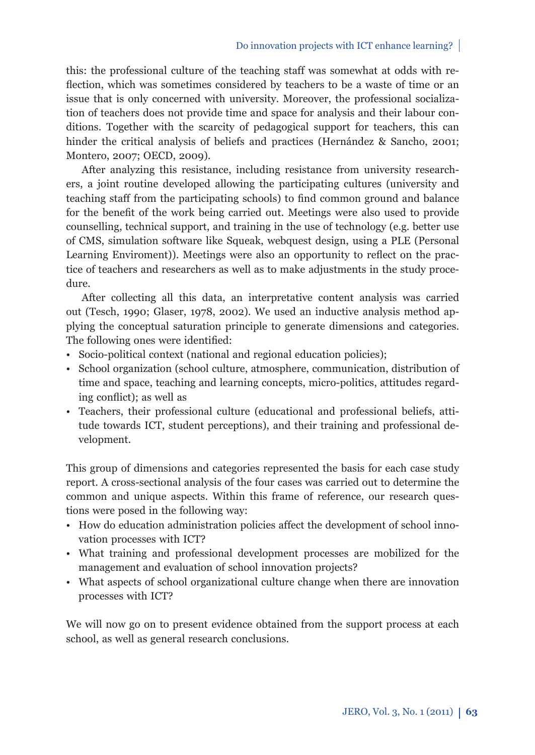this: the professional culture of the teaching staff was somewhat at odds with reflection, which was sometimes considered by teachers to be a waste of time or an issue that is only concerned with university. Moreover, the professional socialization of teachers does not provide time and space for analysis and their labour conditions. Together with the scarcity of pedagogical support for teachers, this can hinder the critical analysis of beliefs and practices (Hernández & Sancho, 2001; Montero, 2007; OECD, 2009).

After analyzing this resistance, including resistance from university researchers, a joint routine developed allowing the participating cultures (university and teaching staff from the participating schools) to find common ground and balance for the benefit of the work being carried out. Meetings were also used to provide counselling, technical support, and training in the use of technology (e.g. better use of CMS, simulation software like Squeak, webquest design, using a PLE (Personal Learning Enviroment)). Meetings were also an opportunity to reflect on the practice of teachers and researchers as well as to make adjustments in the study procedure.

After collecting all this data, an interpretative content analysis was carried out (Tesch, 1990; Glaser, 1978, 2002). We used an inductive analysis method applying the conceptual saturation principle to generate dimensions and categories. The following ones were identified:

- Socio-political context (national and regional education policies);
- School organization (school culture, atmosphere, communication, distribution of time and space, teaching and learning concepts, micro-politics, attitudes regarding conflict); as well as
- Teachers, their professional culture (educational and professional beliefs, attitude towards ICT, student perceptions), and their training and professional development.

This group of dimensions and categories represented the basis for each case study report. A cross-sectional analysis of the four cases was carried out to determine the common and unique aspects. Within this frame of reference, our research questions were posed in the following way:

- How do education administration policies affect the development of school innovation processes with ICT?
- What training and professional development processes are mobilized for the management and evaluation of school innovation projects?
- What aspects of school organizational culture change when there are innovation processes with ICT?

We will now go on to present evidence obtained from the support process at each school, as well as general research conclusions.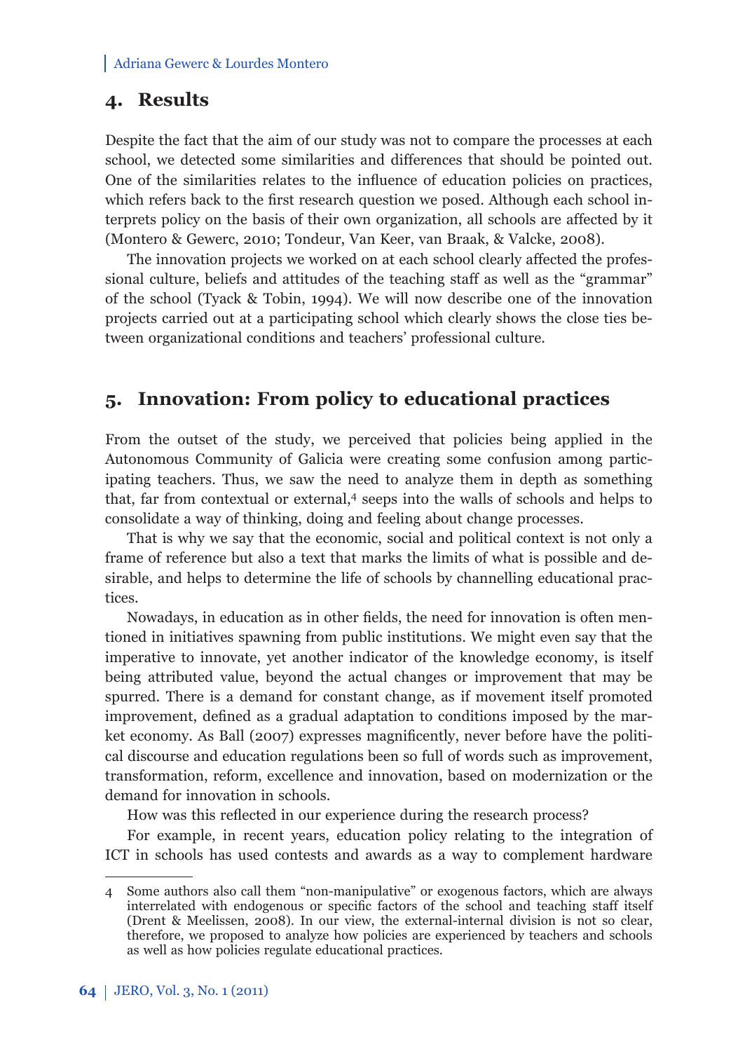## 4. Results

Despite the fact that the aim of our study was not to compare the processes at each school, we detected some similarities and differences that should be pointed out. One of the similarities relates to the influence of education policies on practices, which refers back to the first research question we posed. Although each school interprets policy on the basis of their own organization, all schools are affected by it (Montero & Gewerc, 2010; Tondeur, Van Keer, van Braak, & Valcke, 2008).

The innovation projects we worked on at each school clearly affected the professional culture, beliefs and attitudes of the teaching staff as well as the "grammar" of the school (Tyack & Tobin, 1994). We will now describe one of the innovation projects carried out at a participating school which clearly shows the close ties between organizational conditions and teachers' professional culture.

## 5. Innovation: From policy to educational practices

From the outset of the study, we perceived that policies being applied in the Autonomous Community of Galicia were creating some confusion among participating teachers. Thus, we saw the need to analyze them in depth as something that, far from contextual or external,[4] seeps into the walls of schools and helps to consolidate a way of thinking, doing and feeling about change processes.

That is why we say that the economic, social and political context is not only a frame of reference but also a text that marks the limits of what is possible and desirable, and helps to determine the life of schools by channelling educational practices.

Nowadays, in education as in other fields, the need for innovation is often mentioned in initiatives spawning from public institutions. We might even say that the imperative to innovate, yet another indicator of the knowledge economy, is itself being attributed value, beyond the actual changes or improvement that may be spurred. There is a demand for constant change, as if movement itself promoted improvement, defined as a gradual adaptation to conditions imposed by the market economy. As Ball (2007) expresses magnificently, never before have the political discourse and education regulations been so full of words such as improvement, transformation, reform, excellence and innovation, based on modernization or the demand for innovation in schools.

How was this reflected in our experience during the research process?

For example, in recent years, education policy relating to the integration of ICT in schools has used contests and awards as a way to complement hardware

---

4 Some authors also call them "non-manipulative" or exogenous factors, which are always interrelated with endogenous or specific factors of the school and teaching staff itself (Drent & Meelissen, 2008). In our view, the external-internal division is not so clear, therefore, we proposed to analyze how policies are experienced by teachers and schools as well as how policies regulate educational practices.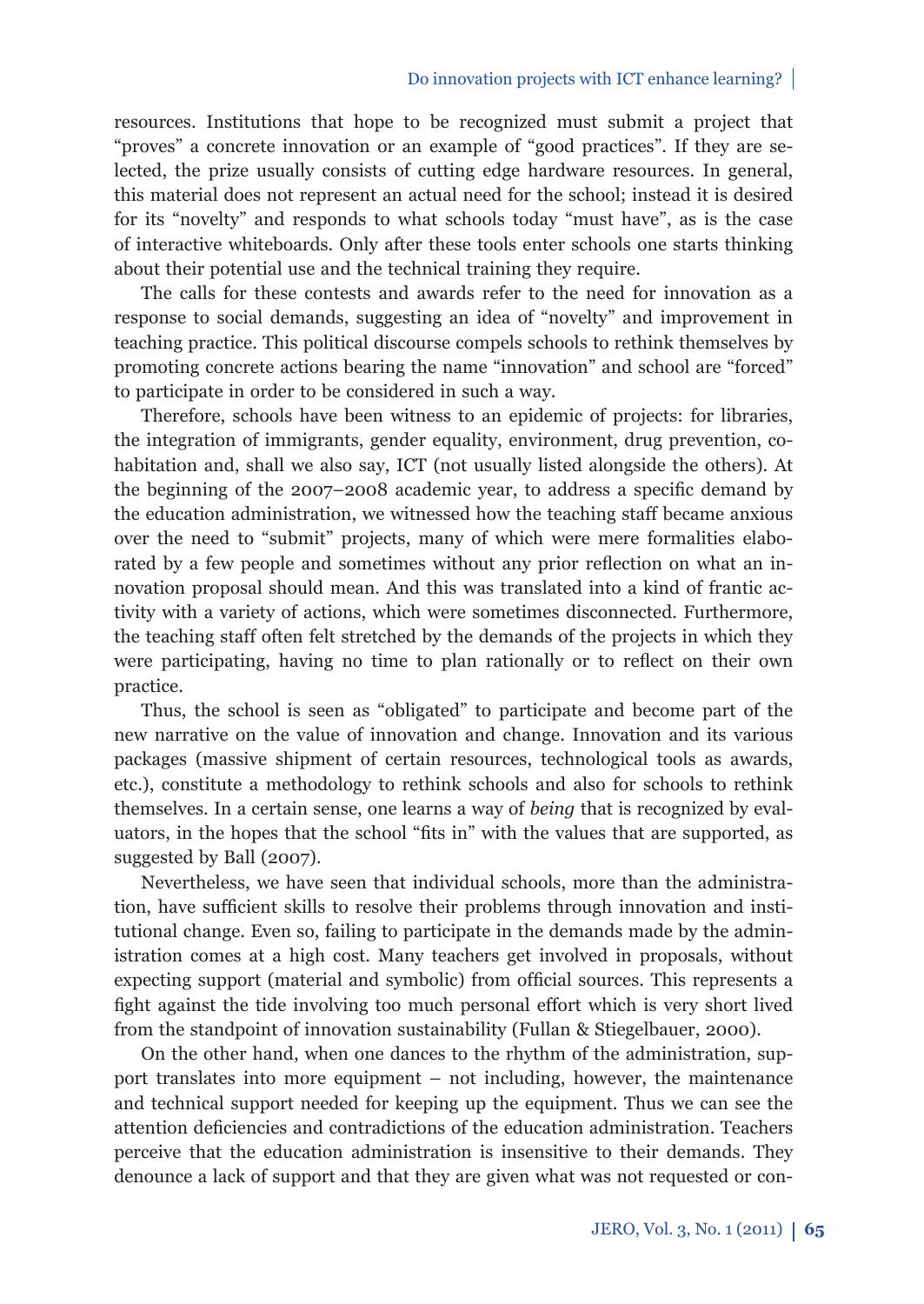resources. Institutions that hope to be recognized must submit a project that "proves" a concrete innovation or an example of "good practices". If they are selected, the prize usually consists of cutting edge hardware resources. In general, this material does not represent an actual need for the school; instead it is desired for its "novelty" and responds to what schools today "must have", as is the case of interactive whiteboards. Only after these tools enter schools one starts thinking about their potential use and the technical training they require.

The calls for these contests and awards refer to the need for innovation as a response to social demands, suggesting an idea of "novelty" and improvement in teaching practice. This political discourse compels schools to rethink themselves by promoting concrete actions bearing the name "innovation" and school are "forced" to participate in order to be considered in such a way.

Therefore, schools have been witness to an epidemic of projects: for libraries, the integration of immigrants, gender equality, environment, drug prevention, cohabitation and, shall we also say, ICT (not usually listed alongside the others). At the beginning of the 2007–2008 academic year, to address a specific demand by the education administration, we witnessed how the teaching staff became anxious over the need to "submit" projects, many of which were mere formalities elaborated by a few people and sometimes without any prior reflection on what an innovation proposal should mean. And this was translated into a kind of frantic activity with a variety of actions, which were sometimes disconnected. Furthermore, the teaching staff often felt stretched by the demands of the projects in which they were participating, having no time to plan rationally or to reflect on their own practice.

Thus, the school is seen as "obligated" to participate and become part of the new narrative on the value of innovation and change. Innovation and its various packages (massive shipment of certain resources, technological tools as awards, etc.), constitute a methodology to rethink schools and also for schools to rethink themselves. In a certain sense, one learns a way of *being* that is recognized by evaluators, in the hopes that the school "fits in" with the values that are supported, as suggested by Ball (2007).

Nevertheless, we have seen that individual schools, more than the administration, have sufficient skills to resolve their problems through innovation and institutional change. Even so, failing to participate in the demands made by the administration comes at a high cost. Many teachers get involved in proposals, without expecting support (material and symbolic) from official sources. This represents a fight against the tide involving too much personal effort which is very short lived from the standpoint of innovation sustainability (Fullan & Stiegelbauer, 2000).

On the other hand, when one dances to the rhythm of the administration, support translates into more equipment – not including, however, the maintenance and technical support needed for keeping up the equipment. Thus we can see the attention deficiencies and contradictions of the education administration. Teachers perceive that the education administration is insensitive to their demands. They denounce a lack of support and that they are given what was not requested or con-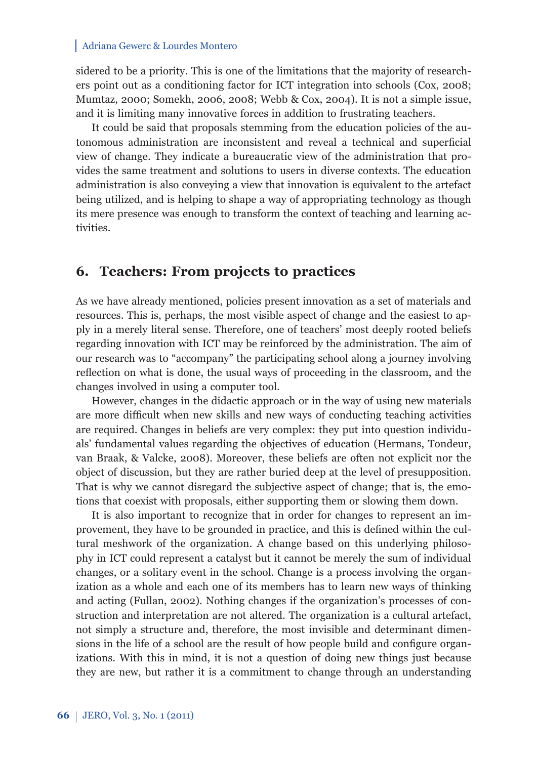sidered to be a priority. This is one of the limitations that the majority of researchers point out as a conditioning factor for ICT integration into schools (Cox, 2008; Mumtaz, 2000; Somekh, 2006, 2008; Webb & Cox, 2004). It is not a simple issue, and it is limiting many innovative forces in addition to frustrating teachers.

It could be said that proposals stemming from the education policies of the autonomous administration are inconsistent and reveal a technical and superficial view of change. They indicate a bureaucratic view of the administration that provides the same treatment and solutions to users in diverse contexts. The education administration is also conveying a view that innovation is equivalent to the artefact being utilized, and is helping to shape a way of appropriating technology as though its mere presence was enough to transform the context of teaching and learning activities.

## 6. Teachers: From projects to practices

As we have already mentioned, policies present innovation as a set of materials and resources. This is, perhaps, the most visible aspect of change and the easiest to apply in a merely literal sense. Therefore, one of teachers' most deeply rooted beliefs regarding innovation with ICT may be reinforced by the administration. The aim of our research was to "accompany" the participating school along a journey involving reflection on what is done, the usual ways of proceeding in the classroom, and the changes involved in using a computer tool.

However, changes in the didactic approach or in the way of using new materials are more difficult when new skills and new ways of conducting teaching activities are required. Changes in beliefs are very complex: they put into question individuals' fundamental values regarding the objectives of education (Hermans, Tondeur, van Braak, & Valcke, 2008). Moreover, these beliefs are often not explicit nor the object of discussion, but they are rather buried deep at the level of presupposition. That is why we cannot disregard the subjective aspect of change; that is, the emotions that coexist with proposals, either supporting them or slowing them down.

It is also important to recognize that in order for changes to represent an improvement, they have to be grounded in practice, and this is defined within the cultural meshwork of the organization. A change based on this underlying philosophy in ICT could represent a catalyst but it cannot be merely the sum of individual changes, or a solitary event in the school. Change is a process involving the organization as a whole and each one of its members has to learn new ways of thinking and acting (Fullan, 2002). Nothing changes if the organization's processes of construction and interpretation are not altered. The organization is a cultural artefact, not simply a structure and, therefore, the most invisible and determinant dimensions in the life of a school are the result of how people build and configure organizations. With this in mind, it is not a question of doing new things just because they are new, but rather it is a commitment to change through an understanding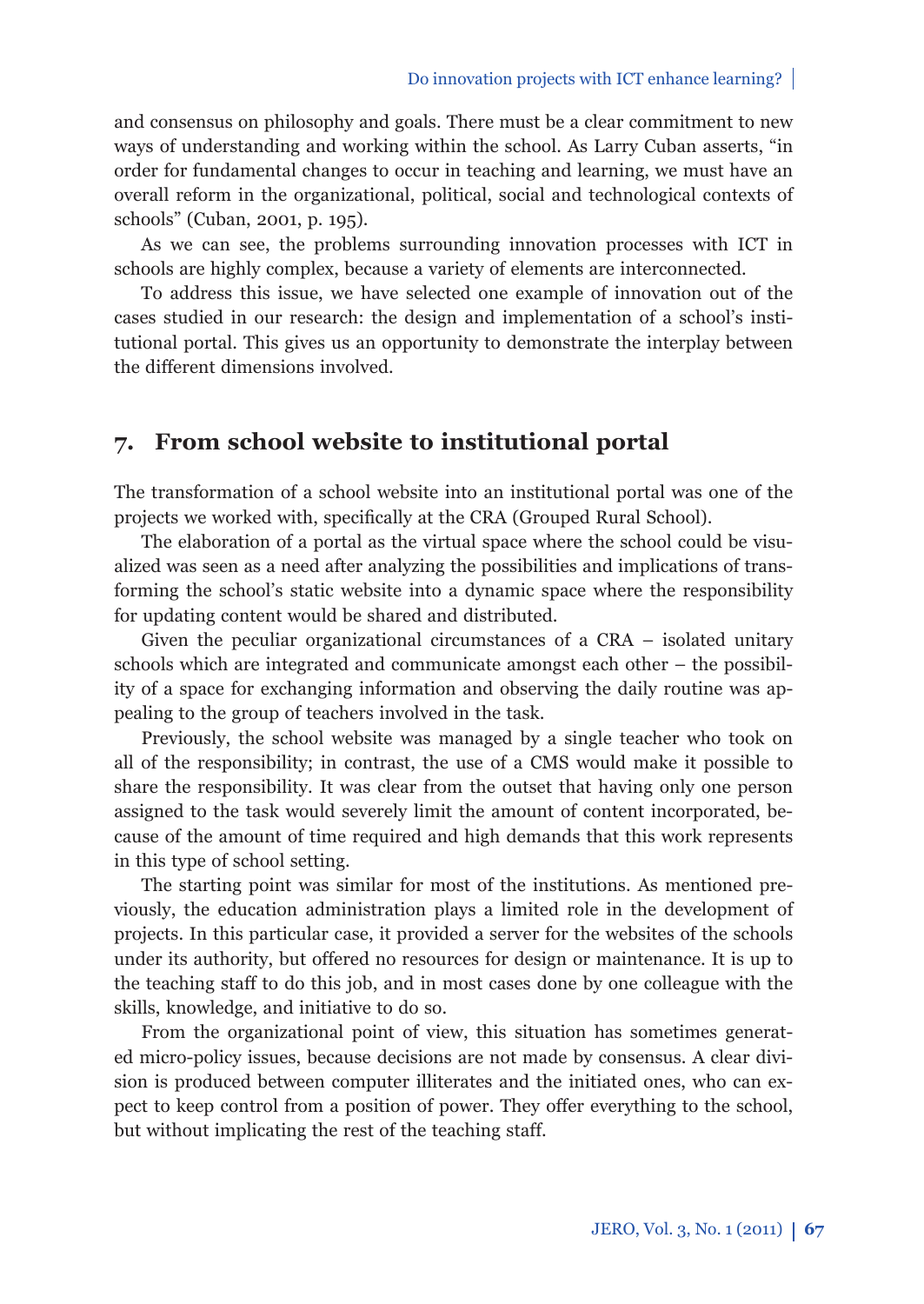and consensus on philosophy and goals. There must be a clear commitment to new ways of understanding and working within the school. As Larry Cuban asserts, "in order for fundamental changes to occur in teaching and learning, we must have an overall reform in the organizational, political, social and technological contexts of schools" (Cuban, 2001, p. 195).

As we can see, the problems surrounding innovation processes with ICT in schools are highly complex, because a variety of elements are interconnected.

To address this issue, we have selected one example of innovation out of the cases studied in our research: the design and implementation of a school's institutional portal. This gives us an opportunity to demonstrate the interplay between the different dimensions involved.

## 7. From school website to institutional portal

The transformation of a school website into an institutional portal was one of the projects we worked with, specifically at the CRA (Grouped Rural School).

The elaboration of a portal as the virtual space where the school could be visualized was seen as a need after analyzing the possibilities and implications of transforming the school's static website into a dynamic space where the responsibility for updating content would be shared and distributed.

Given the peculiar organizational circumstances of a CRA – isolated unitary schools which are integrated and communicate amongst each other – the possibility of a space for exchanging information and observing the daily routine was appealing to the group of teachers involved in the task.

Previously, the school website was managed by a single teacher who took on all of the responsibility; in contrast, the use of a CMS would make it possible to share the responsibility. It was clear from the outset that having only one person assigned to the task would severely limit the amount of content incorporated, because of the amount of time required and high demands that this work represents in this type of school setting.

The starting point was similar for most of the institutions. As mentioned previously, the education administration plays a limited role in the development of projects. In this particular case, it provided a server for the websites of the schools under its authority, but offered no resources for design or maintenance. It is up to the teaching staff to do this job, and in most cases done by one colleague with the skills, knowledge, and initiative to do so.

From the organizational point of view, this situation has sometimes generated micro-policy issues, because decisions are not made by consensus. A clear division is produced between computer illiterates and the initiated ones, who can expect to keep control from a position of power. They offer everything to the school, but without implicating the rest of the teaching staff.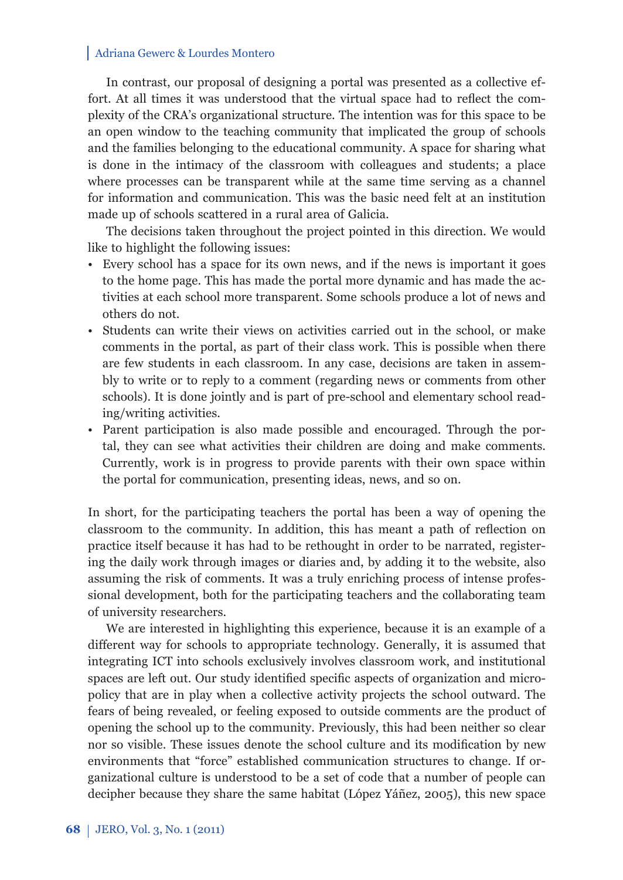In contrast, our proposal of designing a portal was presented as a collective effort. At all times it was understood that the virtual space had to reflect the complexity of the CRA's organizational structure. The intention was for this space to be an open window to the teaching community that implicated the group of schools and the families belonging to the educational community. A space for sharing what is done in the intimacy of the classroom with colleagues and students; a place where processes can be transparent while at the same time serving as a channel for information and communication. This was the basic need felt at an institution made up of schools scattered in a rural area of Galicia.

The decisions taken throughout the project pointed in this direction. We would like to highlight the following issues:

- Every school has a space for its own news, and if the news is important it goes to the home page. This has made the portal more dynamic and has made the activities at each school more transparent. Some schools produce a lot of news and others do not.
- Students can write their views on activities carried out in the school, or make comments in the portal, as part of their class work. This is possible when there are few students in each classroom. In any case, decisions are taken in assembly to write or to reply to a comment (regarding news or comments from other schools). It is done jointly and is part of pre-school and elementary school reading/writing activities.
- Parent participation is also made possible and encouraged. Through the portal, they can see what activities their children are doing and make comments. Currently, work is in progress to provide parents with their own space within the portal for communication, presenting ideas, news, and so on.

In short, for the participating teachers the portal has been a way of opening the classroom to the community. In addition, this has meant a path of reflection on practice itself because it has had to be rethought in order to be narrated, registering the daily work through images or diaries and, by adding it to the website, also assuming the risk of comments. It was a truly enriching process of intense professional development, both for the participating teachers and the collaborating team of university researchers.

We are interested in highlighting this experience, because it is an example of a different way for schools to appropriate technology. Generally, it is assumed that integrating ICT into schools exclusively involves classroom work, and institutional spaces are left out. Our study identified specific aspects of organization and micro-policy that are in play when a collective activity projects the school outward. The fears of being revealed, or feeling exposed to outside comments are the product of opening the school up to the community. Previously, this had been neither so clear nor so visible. These issues denote the school culture and its modification by new environments that "force" established communication structures to change. If organizational culture is understood to be a set of code that a number of people can decipher because they share the same habitat (López Yáñez, 2005), this new space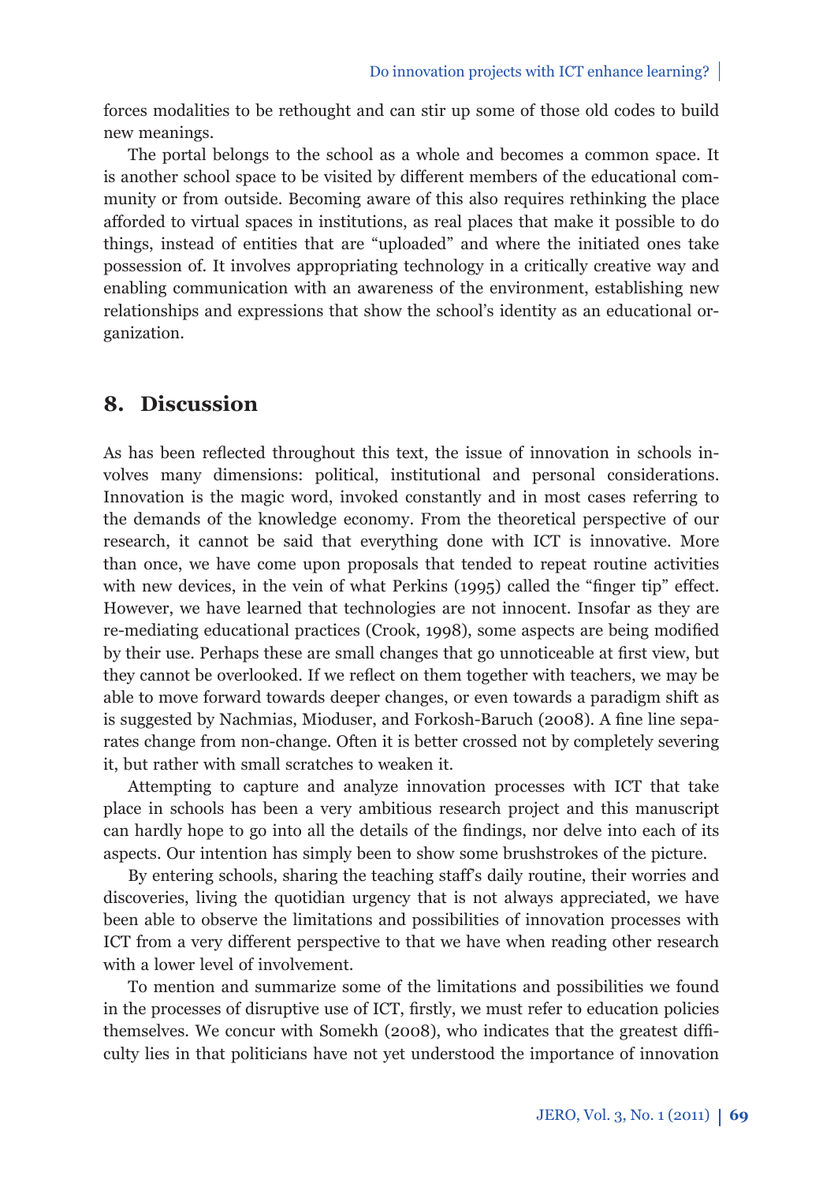forces modalities to be rethought and can stir up some of those old codes to build new meanings.

The portal belongs to the school as a whole and becomes a common space. It is another school space to be visited by different members of the educational community or from outside. Becoming aware of this also requires rethinking the place afforded to virtual spaces in institutions, as real places that make it possible to do things, instead of entities that are "uploaded" and where the initiated ones take possession of. It involves appropriating technology in a critically creative way and enabling communication with an awareness of the environment, establishing new relationships and expressions that show the school's identity as an educational organization.

## 8. Discussion

As has been reflected throughout this text, the issue of innovation in schools involves many dimensions: political, institutional and personal considerations. Innovation is the magic word, invoked constantly and in most cases referring to the demands of the knowledge economy. From the theoretical perspective of our research, it cannot be said that everything done with ICT is innovative. More than once, we have come upon proposals that tended to repeat routine activities with new devices, in the vein of what Perkins (1995) called the "finger tip" effect. However, we have learned that technologies are not innocent. Insofar as they are re-mediating educational practices (Crook, 1998), some aspects are being modified by their use. Perhaps these are small changes that go unnoticeable at first view, but they cannot be overlooked. If we reflect on them together with teachers, we may be able to move forward towards deeper changes, or even towards a paradigm shift as is suggested by Nachmias, Mioduser, and Forkosh-Baruch (2008). A fine line separates change from non-change. Often it is better crossed not by completely severing it, but rather with small scratches to weaken it.

Attempting to capture and analyze innovation processes with ICT that take place in schools has been a very ambitious research project and this manuscript can hardly hope to go into all the details of the findings, nor delve into each of its aspects. Our intention has simply been to show some brushstrokes of the picture.

By entering schools, sharing the teaching staff's daily routine, their worries and discoveries, living the quotidian urgency that is not always appreciated, we have been able to observe the limitations and possibilities of innovation processes with ICT from a very different perspective to that we have when reading other research with a lower level of involvement.

To mention and summarize some of the limitations and possibilities we found in the processes of disruptive use of ICT, firstly, we must refer to education policies themselves. We concur with Somekh (2008), who indicates that the greatest difficulty lies in that politicians have not yet understood the importance of innovation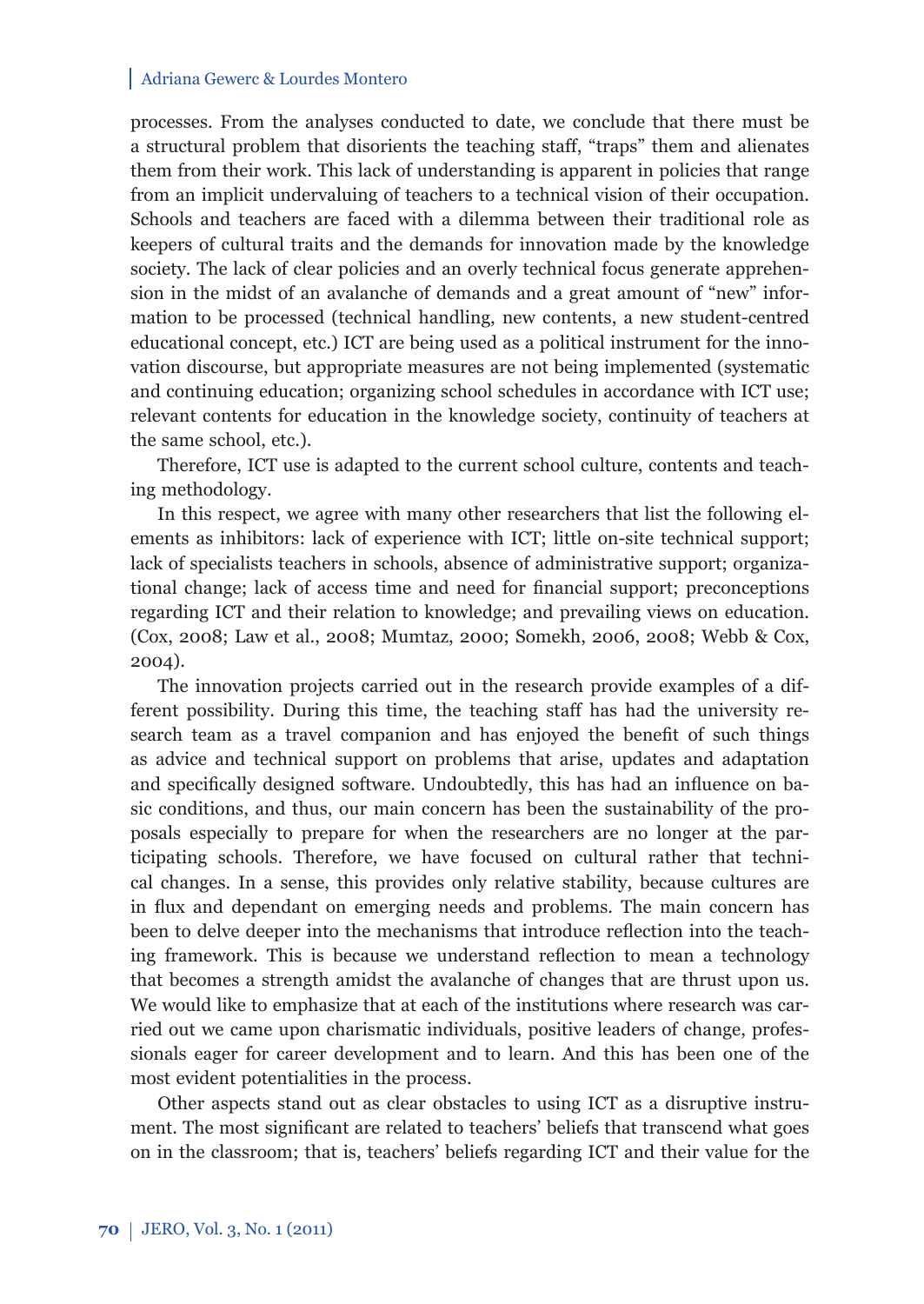processes. From the analyses conducted to date, we conclude that there must be a structural problem that disorients the teaching staff, "traps" them and alienates them from their work. This lack of understanding is apparent in policies that range from an implicit undervaluing of teachers to a technical vision of their occupation. Schools and teachers are faced with a dilemma between their traditional role as keepers of cultural traits and the demands for innovation made by the knowledge society. The lack of clear policies and an overly technical focus generate apprehension in the midst of an avalanche of demands and a great amount of "new" information to be processed (technical handling, new contents, a new student-centred educational concept, etc.) ICT are being used as a political instrument for the innovation discourse, but appropriate measures are not being implemented (systematic and continuing education; organizing school schedules in accordance with ICT use; relevant contents for education in the knowledge society, continuity of teachers at the same school, etc.).

Therefore, ICT use is adapted to the current school culture, contents and teaching methodology.

In this respect, we agree with many other researchers that list the following elements as inhibitors: lack of experience with ICT; little on-site technical support; lack of specialists teachers in schools, absence of administrative support; organizational change; lack of access time and need for financial support; preconceptions regarding ICT and their relation to knowledge; and prevailing views on education. (Cox, 2008; Law et al., 2008; Mumtaz, 2000; Somekh, 2006, 2008; Webb & Cox, 2004).

The innovation projects carried out in the research provide examples of a different possibility. During this time, the teaching staff has had the university research team as a travel companion and has enjoyed the benefit of such things as advice and technical support on problems that arise, updates and adaptation and specifically designed software. Undoubtedly, this has had an influence on basic conditions, and thus, our main concern has been the sustainability of the proposals especially to prepare for when the researchers are no longer at the participating schools. Therefore, we have focused on cultural rather that technical changes. In a sense, this provides only relative stability, because cultures are in flux and dependant on emerging needs and problems. The main concern has been to delve deeper into the mechanisms that introduce reflection into the teaching framework. This is because we understand reflection to mean a technology that becomes a strength amidst the avalanche of changes that are thrust upon us. We would like to emphasize that at each of the institutions where research was carried out we came upon charismatic individuals, positive leaders of change, professionals eager for career development and to learn. And this has been one of the most evident potentialities in the process.

Other aspects stand out as clear obstacles to using ICT as a disruptive instrument. The most significant are related to teachers' beliefs that transcend what goes on in the classroom; that is, teachers' beliefs regarding ICT and their value for the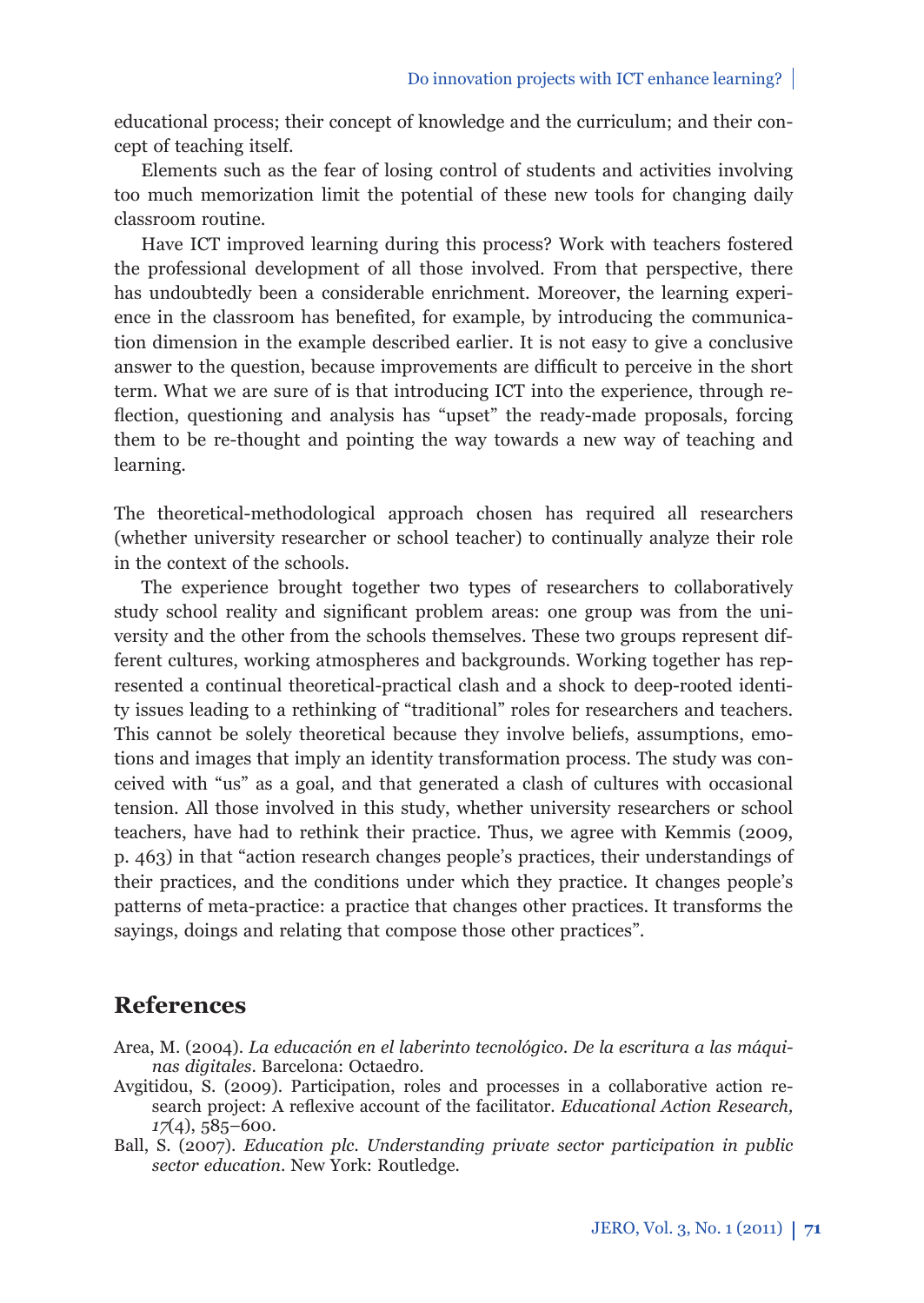educational process; their concept of knowledge and the curriculum; and their concept of teaching itself.

Elements such as the fear of losing control of students and activities involving too much memorization limit the potential of these new tools for changing daily classroom routine.

Have ICT improved learning during this process? Work with teachers fostered the professional development of all those involved. From that perspective, there has undoubtedly been a considerable enrichment. Moreover, the learning experience in the classroom has benefited, for example, by introducing the communication dimension in the example described earlier. It is not easy to give a conclusive answer to the question, because improvements are difficult to perceive in the short term. What we are sure of is that introducing ICT into the experience, through reflection, questioning and analysis has "upset" the ready-made proposals, forcing them to be re-thought and pointing the way towards a new way of teaching and learning.

The theoretical-methodological approach chosen has required all researchers (whether university researcher or school teacher) to continually analyze their role in the context of the schools.

The experience brought together two types of researchers to collaboratively study school reality and significant problem areas: one group was from the university and the other from the schools themselves. These two groups represent different cultures, working atmospheres and backgrounds. Working together has represented a continual theoretical-practical clash and a shock to deep-rooted identity issues leading to a rethinking of "traditional" roles for researchers and teachers. This cannot be solely theoretical because they involve beliefs, assumptions, emotions and images that imply an identity transformation process. The study was conceived with "us" as a goal, and that generated a clash of cultures with occasional tension. All those involved in this study, whether university researchers or school teachers, have had to rethink their practice. Thus, we agree with Kemmis (2009, p. 463) in that "action research changes people's practices, their understandings of their practices, and the conditions under which they practice. It changes people's patterns of meta-practice: a practice that changes other practices. It transforms the sayings, doings and relating that compose those other practices".

## References

Area, M. (2004). *La educación en el laberinto tecnológico. De la escritura a las máquinas digitales*. Barcelona: Octaedro.

Avgitidou, S. (2009). Participation, roles and processes in a collaborative action research project: A reflexive account of the facilitator. *Educational Action Research, 17*(4), 585–600.

Ball, S. (2007). *Education plc. Understanding private sector participation in public sector education*. New York: Routledge.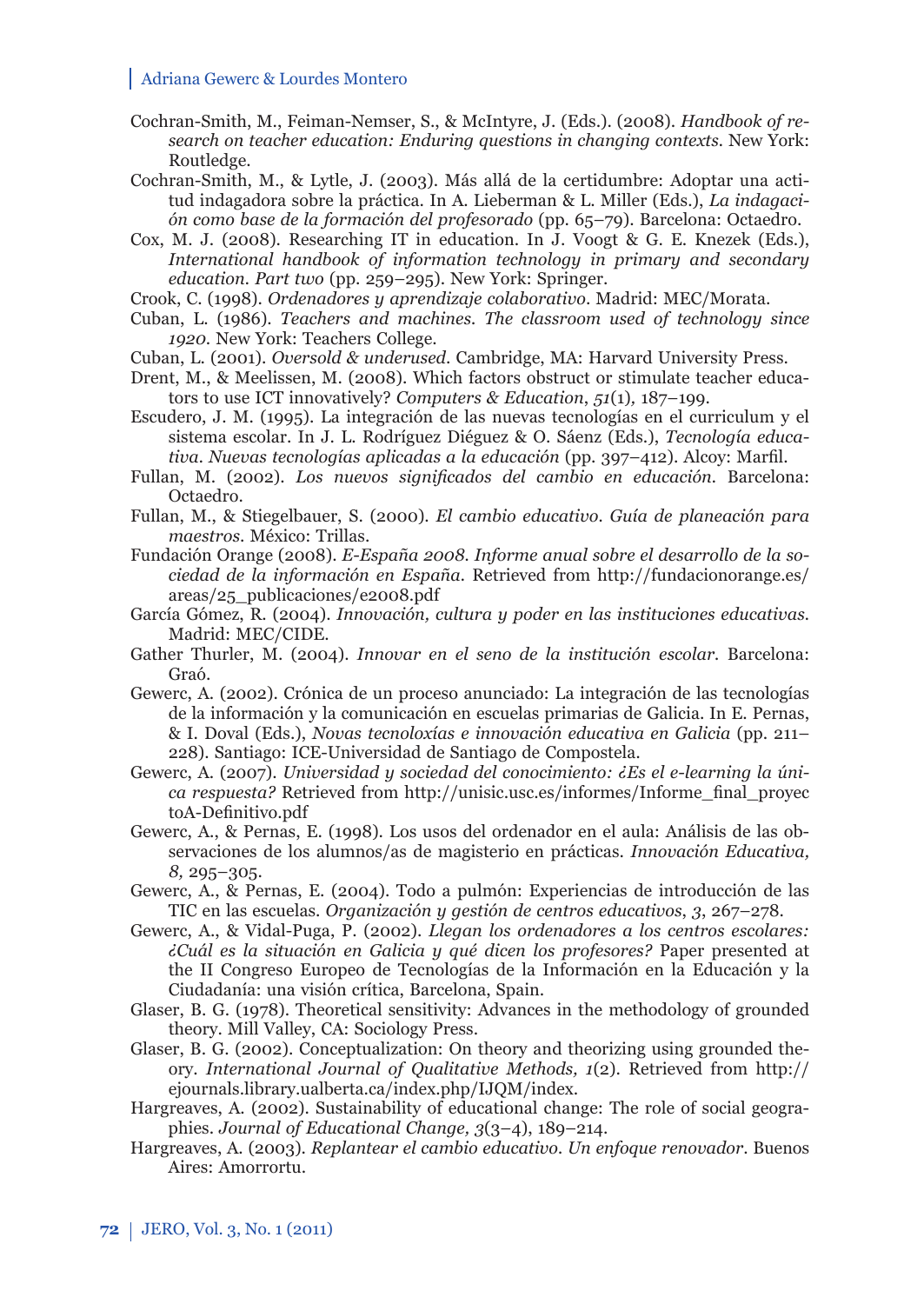Cochran-Smith, M., Feiman-Nemser, S., & McIntyre, J. (Eds.). (2008). *Handbook of research on teacher education: Enduring questions in changing contexts*. New York: Routledge.

Cochran-Smith, M., & Lytle, J. (2003). Más allá de la certidumbre: Adoptar una actitud indagadora sobre la práctica. In A. Lieberman & L. Miller (Eds.), *La indagación como base de la formación del profesorado* (pp. 65–79). Barcelona: Octaedro.

Cox, M. J. (2008). Researching IT in education. In J. Voogt & G. E. Knezek (Eds.), *International handbook of information technology in primary and secondary education. Part two* (pp. 259–295). New York: Springer.

Crook, C. (1998). *Ordenadores y aprendizaje colaborativo*. Madrid: MEC/Morata.

Cuban, L. (1986). *Teachers and machines. The classroom used of technology since 1920*. New York: Teachers College.

Cuban, L. (2001). *Oversold & underused*. Cambridge, MA: Harvard University Press.

Drent, M., & Meelissen, M. (2008). Which factors obstruct or stimulate teacher educators to use ICT innovatively? *Computers & Education*, *51*(1), 187–199.

Escudero, J. M. (1995). La integración de las nuevas tecnologías en el curriculum y el sistema escolar. In J. L. Rodríguez Diéguez & O. Sáenz (Eds.), *Tecnología educativa. Nuevas tecnologías aplicadas a la educación* (pp. 397–412). Alcoy: Marfil.

Fullan, M. (2002). *Los nuevos significados del cambio en educación*. Barcelona: Octaedro.

Fullan, M., & Stiegelbauer, S. (2000). *El cambio educativo. Guía de planeación para maestros*. México: Trillas.

Fundación Orange (2008). *E-España 2008. Informe anual sobre el desarrollo de la sociedad de la información en España*. Retrieved from http://fundacionorange.es/areas/25_publicaciones/e2008.pdf

García Gómez, R. (2004). *Innovación, cultura y poder en las instituciones educativas*. Madrid: MEC/CIDE.

Gather Thurler, M. (2004). *Innovar en el seno de la institución escolar*. Barcelona: Graó.

Gewerc, A. (2002). Crónica de un proceso anunciado: La integración de las tecnologías de la información y la comunicación en escuelas primarias de Galicia. In E. Pernas, & I. Doval (Eds.), *Novas tecnoloxías e innovación educativa en Galicia* (pp. 211–228). Santiago: ICE-Universidad de Santiago de Compostela.

Gewerc, A. (2007). *Universidad y sociedad del conocimiento: ¿Es el e-learning la única respuesta?* Retrieved from http://unisic.usc.es/informes/Informe_final_proyectoA-Definitivo.pdf

Gewerc, A., & Pernas, E. (1998). Los usos del ordenador en el aula: Análisis de las observaciones de los alumnos/as de magisterio en prácticas. *Innovación Educativa, 8,* 295–305.

Gewerc, A., & Pernas, E. (2004). Todo a pulmón: Experiencias de introducción de las TIC en las escuelas. *Organización y gestión de centros educativos*, *3*, 267–278.

Gewerc, A., & Vidal-Puga, P. (2002). *Llegan los ordenadores a los centros escolares: ¿Cuál es la situación en Galicia y qué dicen los profesores?* Paper presented at the II Congreso Europeo de Tecnologías de la Información en la Educación y la Ciudadanía: una visión crítica, Barcelona, Spain.

Glaser, B. G. (1978). Theoretical sensitivity: Advances in the methodology of grounded theory. Mill Valley, CA: Sociology Press.

Glaser, B. G. (2002). Conceptualization: On theory and theorizing using grounded theory. *International Journal of Qualitative Methods, 1*(2). Retrieved from http://ejournals.library.ualberta.ca/index.php/IJQM/index.

Hargreaves, A. (2002). Sustainability of educational change: The role of social geographies. *Journal of Educational Change, 3*(3–4), 189–214.

Hargreaves, A. (2003). *Replantear el cambio educativo. Un enfoque renovador*. Buenos Aires: Amorrortu.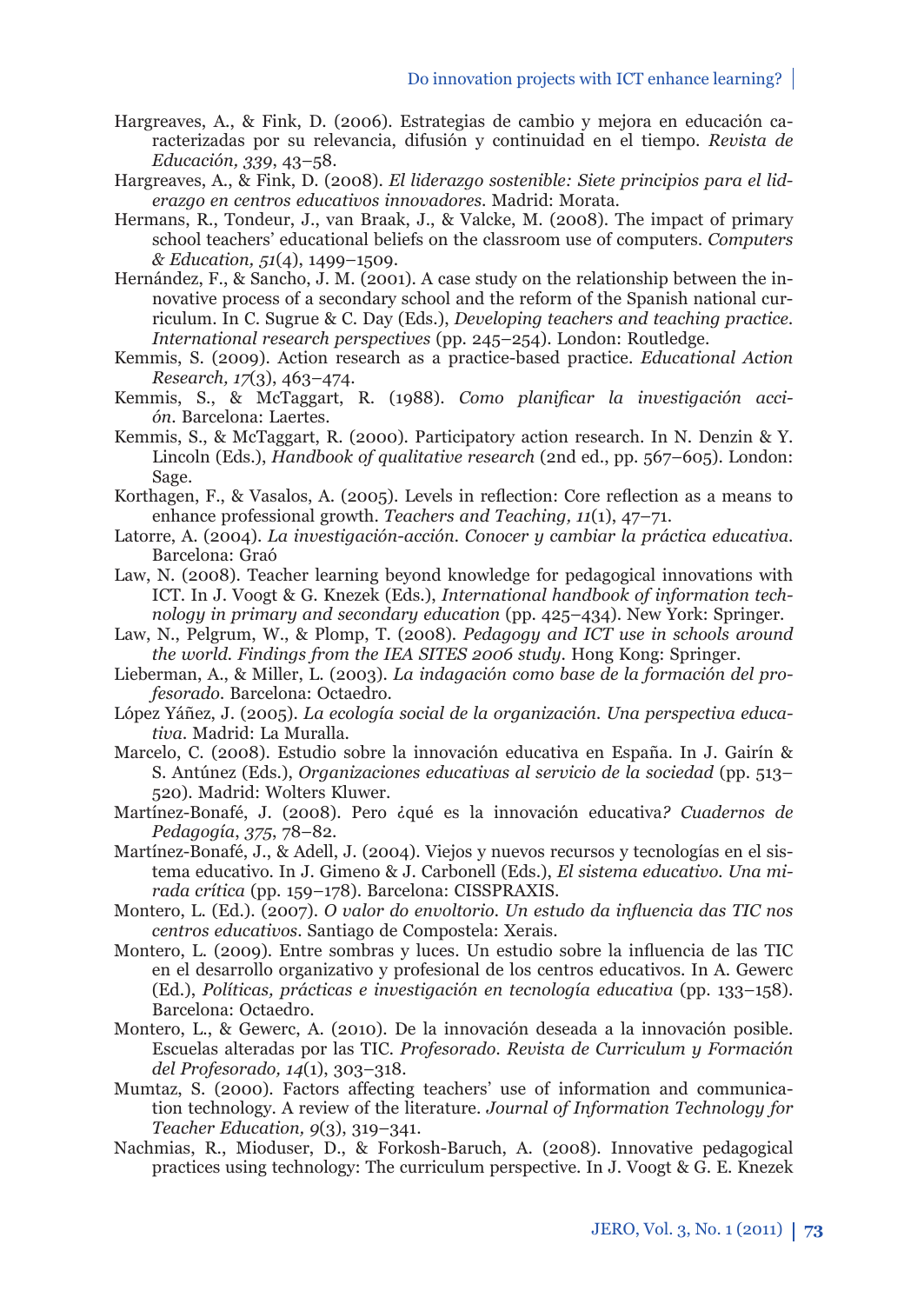Hargreaves, A., & Fink, D. (2006). Estrategias de cambio y mejora en educación caracterizadas por su relevancia, difusión y continuidad en el tiempo. *Revista de Educación, 339*, 43–58.

Hargreaves, A., & Fink, D. (2008). *El liderazgo sostenible: Siete principios para el liderazgo en centros educativos innovadores*. Madrid: Morata.

Hermans, R., Tondeur, J., van Braak, J., & Valcke, M. (2008). The impact of primary school teachers' educational beliefs on the classroom use of computers. *Computers & Education, 51*(4), 1499–1509.

Hernández, F., & Sancho, J. M. (2001). A case study on the relationship between the innovative process of a secondary school and the reform of the Spanish national curriculum. In C. Sugrue & C. Day (Eds.), *Developing teachers and teaching practice. International research perspectives* (pp. 245–254). London: Routledge.

Kemmis, S. (2009). Action research as a practice-based practice. *Educational Action Research, 17*(3), 463–474.

Kemmis, S., & McTaggart, R. (1988). *Como planificar la investigación acción*. Barcelona: Laertes.

Kemmis, S., & McTaggart, R. (2000). Participatory action research. In N. Denzin & Y. Lincoln (Eds.), *Handbook of qualitative research* (2nd ed., pp. 567–605). London: Sage.

Korthagen, F., & Vasalos, A. (2005). Levels in reflection: Core reflection as a means to enhance professional growth. *Teachers and Teaching, 11*(1), 47–71.

Latorre, A. (2004). *La investigación-acción. Conocer y cambiar la práctica educativa*. Barcelona: Graó

Law, N. (2008). Teacher learning beyond knowledge for pedagogical innovations with ICT. In J. Voogt & G. Knezek (Eds.), *International handbook of information technology in primary and secondary education* (pp. 425–434). New York: Springer.

Law, N., Pelgrum, W., & Plomp, T. (2008). *Pedagogy and ICT use in schools around the world. Findings from the IEA SITES 2006 study*. Hong Kong: Springer.

Lieberman, A., & Miller, L. (2003). *La indagación como base de la formación del profesorado*. Barcelona: Octaedro.

López Yáñez, J. (2005). *La ecología social de la organización. Una perspectiva educativa*. Madrid: La Muralla.

Marcelo, C. (2008). Estudio sobre la innovación educativa en España. In J. Gairín & S. Antúnez (Eds.), *Organizaciones educativas al servicio de la sociedad* (pp. 513–520). Madrid: Wolters Kluwer.

Martínez-Bonafé, J. (2008). Pero ¿qué es la innovación educativa? *Cuadernos de Pedagogía*, *375*, 78–82.

Martínez-Bonafé, J., & Adell, J. (2004). Viejos y nuevos recursos y tecnologías en el sistema educativo. In J. Gimeno & J. Carbonell (Eds.), *El sistema educativo. Una mirada crítica* (pp. 159–178). Barcelona: CISSPRAXIS.

Montero, L. (Ed.). (2007). *O valor do envoltorio. Un estudo da influencia das TIC nos centros educativos*. Santiago de Compostela: Xerais.

Montero, L. (2009). Entre sombras y luces. Un estudio sobre la influencia de las TIC en el desarrollo organizativo y profesional de los centros educativos. In A. Gewerc (Ed.), *Políticas, prácticas e investigación en tecnología educativa* (pp. 133–158). Barcelona: Octaedro.

Montero, L., & Gewerc, A. (2010). De la innovación deseada a la innovación posible. Escuelas alteradas por las TIC. *Profesorado. Revista de Curriculum y Formación del Profesorado, 14*(1), 303–318.

Mumtaz, S. (2000). Factors affecting teachers' use of information and communication technology. A review of the literature. *Journal of Information Technology for Teacher Education, 9*(3), 319–341.

Nachmias, R., Mioduser, D., & Forkosh-Baruch, A. (2008). Innovative pedagogical practices using technology: The curriculum perspective. In J. Voogt & G. E. Knezek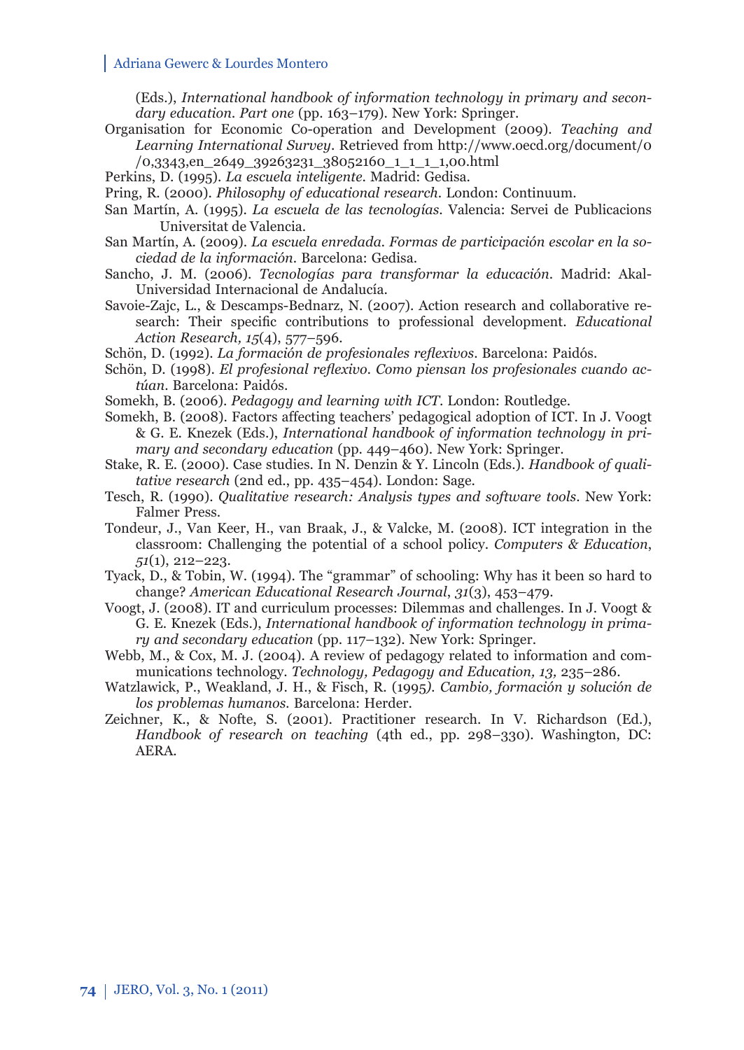(Eds.), *International handbook of information technology in primary and secondary education. Part one* (pp. 163–179). New York: Springer.

Organisation for Economic Co-operation and Development (2009). *Teaching and Learning International Survey*. Retrieved from http://www.oecd.org/document/0/0,3343,en_2649_39263231_38052160_1_1_1_1,00.html

Perkins, D. (1995). *La escuela inteligente*. Madrid: Gedisa.

Pring, R. (2000). *Philosophy of educational research*. London: Continuum.

San Martín, A. (1995). *La escuela de las tecnologías*. Valencia: Servei de Publicacions Universitat de Valencia.

San Martín, A. (2009). *La escuela enredada. Formas de participación escolar en la sociedad de la información*. Barcelona: Gedisa.

Sancho, J. M. (2006). *Tecnologías para transformar la educación*. Madrid: Akal-Universidad Internacional de Andalucía.

Savoie-Zajc, L., & Descamps-Bednarz, N. (2007). Action research and collaborative research: Their specific contributions to professional development. *Educational Action Research, 15*(4), 577–596.

Schön, D. (1992). *La formación de profesionales reflexivos*. Barcelona: Paidós.

Schön, D. (1998). *El profesional reflexivo. Como piensan los profesionales cuando actúan*. Barcelona: Paidós.

Somekh, B. (2006). *Pedagogy and learning with ICT*. London: Routledge.

Somekh, B. (2008). Factors affecting teachers' pedagogical adoption of ICT. In J. Voogt & G. E. Knezek (Eds.), *International handbook of information technology in primary and secondary education* (pp. 449–460). New York: Springer.

Stake, R. E. (2000). Case studies. In N. Denzin & Y. Lincoln (Eds.). *Handbook of qualitative research* (2nd ed., pp. 435–454). London: Sage.

Tesch, R. (1990). *Qualitative research: Analysis types and software tools*. New York: Falmer Press.

Tondeur, J., Van Keer, H., van Braak, J., & Valcke, M. (2008). ICT integration in the classroom: Challenging the potential of a school policy. *Computers & Education*, *51*(1), 212–223.

Tyack, D., & Tobin, W. (1994). The "grammar" of schooling: Why has it been so hard to change? *American Educational Research Journal*, *31*(3), 453–479.

Voogt, J. (2008). IT and curriculum processes: Dilemmas and challenges. In J. Voogt & G. E. Knezek (Eds.), *International handbook of information technology in primary and secondary education* (pp. 117–132). New York: Springer.

Webb, M., & Cox, M. J. (2004). A review of pedagogy related to information and communications technology. *Technology, Pedagogy and Education, 13,* 235–286.

Watzlawick, P., Weakland, J. H., & Fisch, R. (1995). *Cambio, formación y solución de los problemas humanos*. Barcelona: Herder.

Zeichner, K., & Nofte, S. (2001). Practitioner research. In V. Richardson (Ed.), *Handbook of research on teaching* (4th ed., pp. 298–330). Washington, DC: AERA.